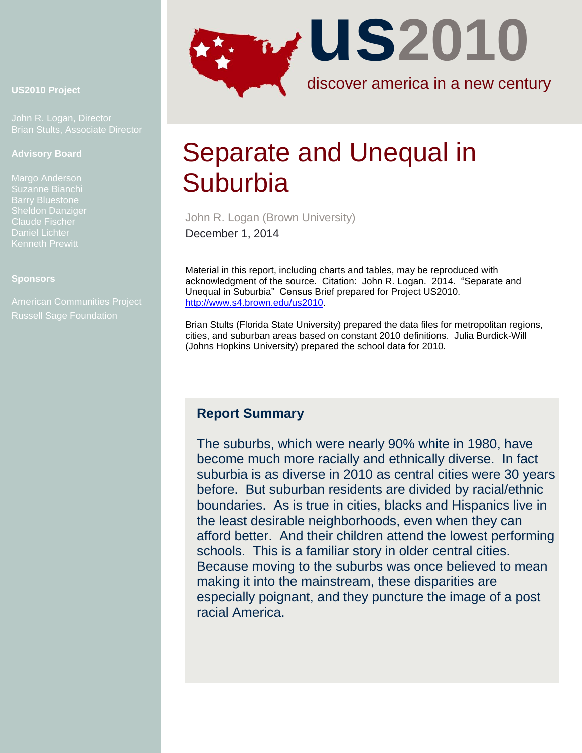**US2010 Project**

John R. Logan, Director
Brian Stults, Associate Director

**Advisory Board**

Margo Anderson
Suzanne Bianchi
Barry Bluestone
Sheldon Danziger
Claude Fischer
Daniel Lichter
Kenneth Prewitt

**Sponsors**

American Communities Project
Russell Sage Foundation

**US2010**

discover america in a new century

# Separate and Unequal in Suburbia

John R. Logan (Brown University)
December 1, 2014

Material in this report, including charts and tables, may be reproduced with acknowledgment of the source. Citation: John R. Logan. 2014. "Separate and Unequal in Suburbia" Census Brief prepared for Project US2010. http://www.s4.brown.edu/us2010.

Brian Stults (Florida State University) prepared the data files for metropolitan regions, cities, and suburban areas based on constant 2010 definitions. Julia Burdick-Will (Johns Hopkins University) prepared the school data for 2010.

## Report Summary

The suburbs, which were nearly 90% white in 1980, have become much more racially and ethnically diverse. In fact suburbia is as diverse in 2010 as central cities were 30 years before. But suburban residents are divided by racial/ethnic boundaries. As is true in cities, blacks and Hispanics live in the least desirable neighborhoods, even when they can afford better. And their children attend the lowest performing schools. This is a familiar story in older central cities. Because moving to the suburbs was once believed to mean making it into the mainstream, these disparities are especially poignant, and they puncture the image of a post racial America.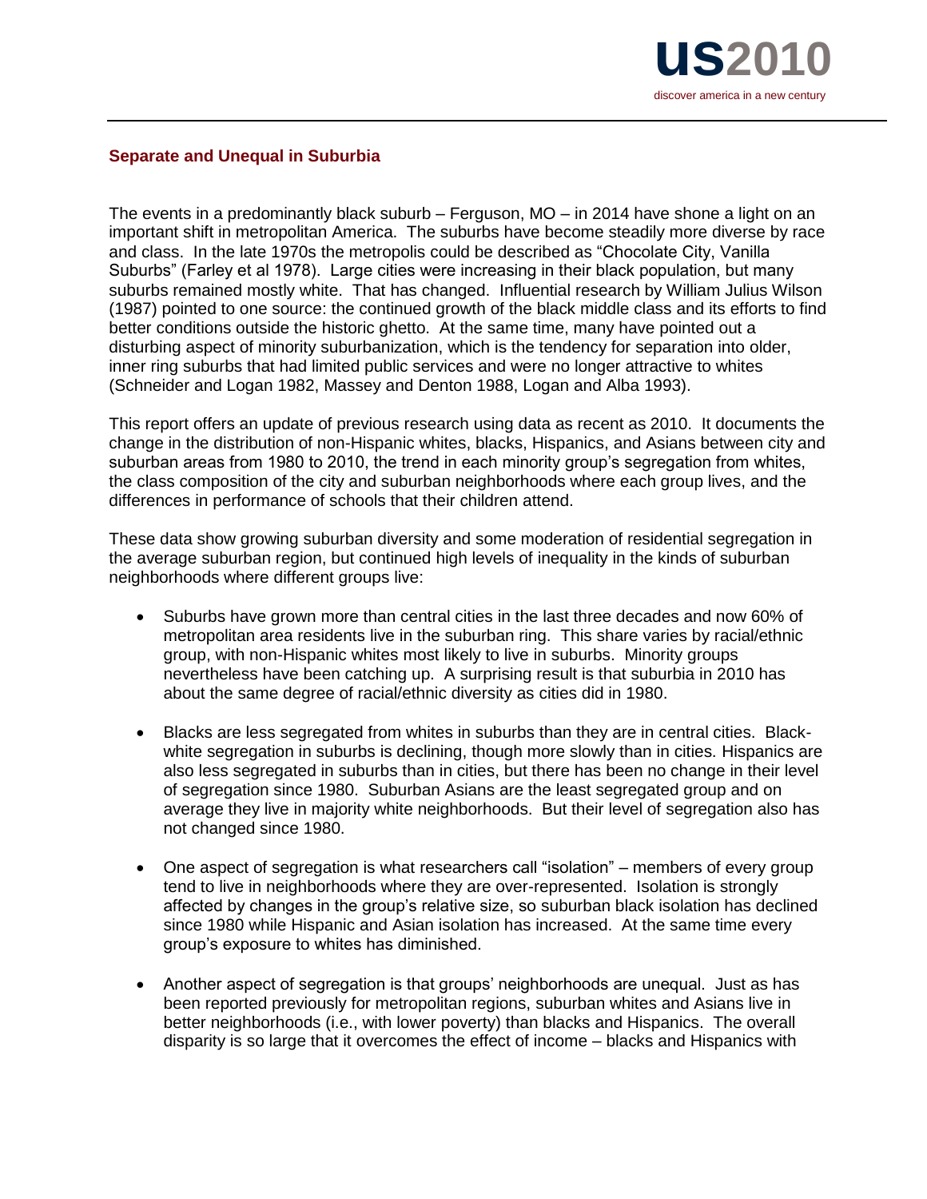## Separate and Unequal in Suburbia

The events in a predominantly black suburb – Ferguson, MO – in 2014 have shone a light on an important shift in metropolitan America. The suburbs have become steadily more diverse by race and class. In the late 1970s the metropolis could be described as "Chocolate City, Vanilla Suburbs" (Farley et al 1978). Large cities were increasing in their black population, but many suburbs remained mostly white. That has changed. Influential research by William Julius Wilson (1987) pointed to one source: the continued growth of the black middle class and its efforts to find better conditions outside the historic ghetto. At the same time, many have pointed out a disturbing aspect of minority suburbanization, which is the tendency for separation into older, inner ring suburbs that had limited public services and were no longer attractive to whites (Schneider and Logan 1982, Massey and Denton 1988, Logan and Alba 1993).

This report offers an update of previous research using data as recent as 2010. It documents the change in the distribution of non-Hispanic whites, blacks, Hispanics, and Asians between city and suburban areas from 1980 to 2010, the trend in each minority group's segregation from whites, the class composition of the city and suburban neighborhoods where each group lives, and the differences in performance of schools that their children attend.

These data show growing suburban diversity and some moderation of residential segregation in the average suburban region, but continued high levels of inequality in the kinds of suburban neighborhoods where different groups live:

- Suburbs have grown more than central cities in the last three decades and now 60% of metropolitan area residents live in the suburban ring. This share varies by racial/ethnic group, with non-Hispanic whites most likely to live in suburbs. Minority groups nevertheless have been catching up. A surprising result is that suburbia in 2010 has about the same degree of racial/ethnic diversity as cities did in 1980.
- Blacks are less segregated from whites in suburbs than they are in central cities. Black-white segregation in suburbs is declining, though more slowly than in cities. Hispanics are also less segregated in suburbs than in cities, but there has been no change in their level of segregation since 1980. Suburban Asians are the least segregated group and on average they live in majority white neighborhoods. But their level of segregation also has not changed since 1980.
- One aspect of segregation is what researchers call "isolation" – members of every group tend to live in neighborhoods where they are over-represented. Isolation is strongly affected by changes in the group's relative size, so suburban black isolation has declined since 1980 while Hispanic and Asian isolation has increased. At the same time every group's exposure to whites has diminished.
- Another aspect of segregation is that groups' neighborhoods are unequal. Just as has been reported previously for metropolitan regions, suburban whites and Asians live in better neighborhoods (i.e., with lower poverty) than blacks and Hispanics. The overall disparity is so large that it overcomes the effect of income – blacks and Hispanics with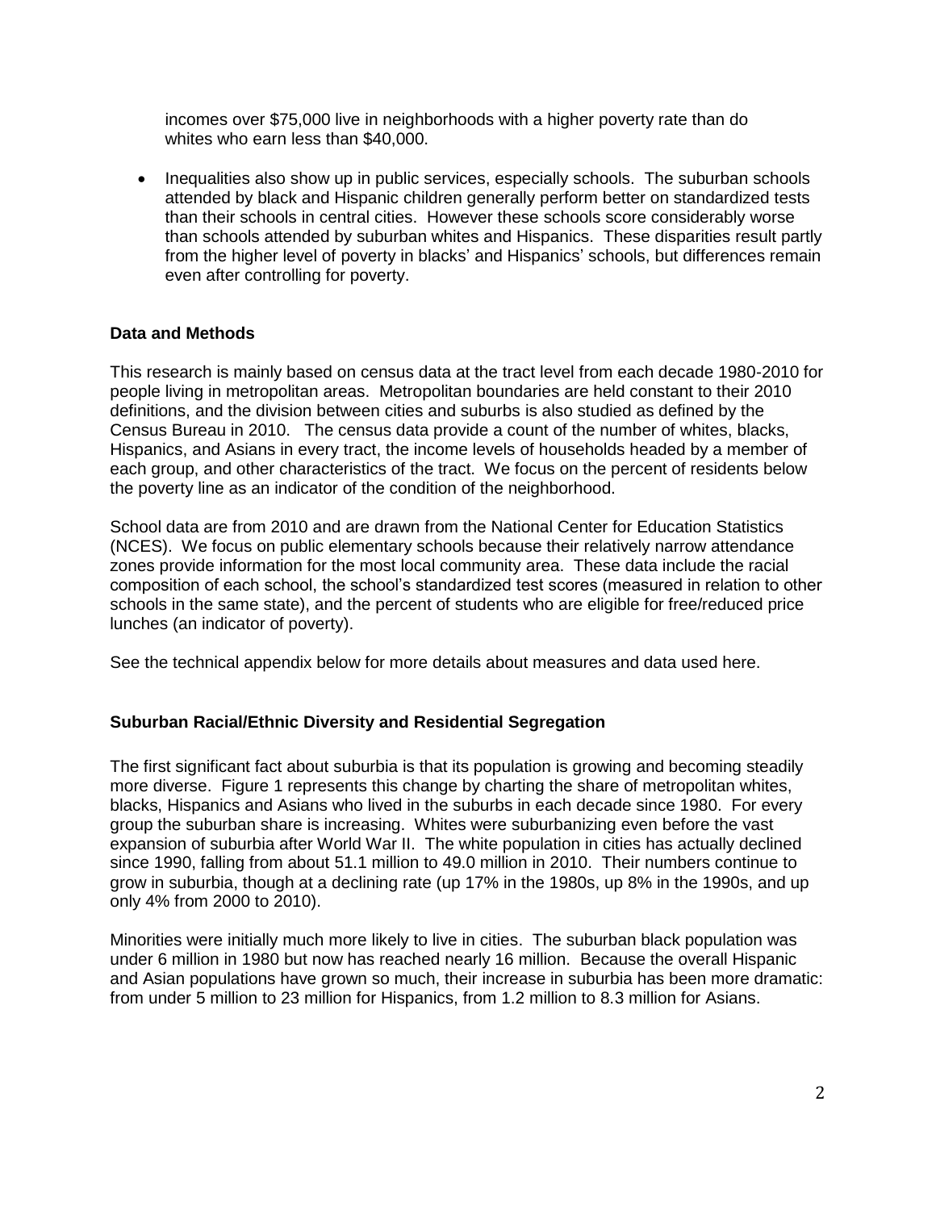incomes over $75,000 live in neighborhoods with a higher poverty rate than do whites who earn less than $40,000.

- Inequalities also show up in public services, especially schools. The suburban schools attended by black and Hispanic children generally perform better on standardized tests than their schools in central cities. However these schools score considerably worse than schools attended by suburban whites and Hispanics. These disparities result partly from the higher level of poverty in blacks' and Hispanics' schools, but differences remain even after controlling for poverty.

**Data and Methods**

This research is mainly based on census data at the tract level from each decade 1980-2010 for people living in metropolitan areas. Metropolitan boundaries are held constant to their 2010 definitions, and the division between cities and suburbs is also studied as defined by the Census Bureau in 2010. The census data provide a count of the number of whites, blacks, Hispanics, and Asians in every tract, the income levels of households headed by a member of each group, and other characteristics of the tract. We focus on the percent of residents below the poverty line as an indicator of the condition of the neighborhood.

School data are from 2010 and are drawn from the National Center for Education Statistics (NCES). We focus on public elementary schools because their relatively narrow attendance zones provide information for the most local community area. These data include the racial composition of each school, the school's standardized test scores (measured in relation to other schools in the same state), and the percent of students who are eligible for free/reduced price lunches (an indicator of poverty).

See the technical appendix below for more details about measures and data used here.

**Suburban Racial/Ethnic Diversity and Residential Segregation**

The first significant fact about suburbia is that its population is growing and becoming steadily more diverse. Figure 1 represents this change by charting the share of metropolitan whites, blacks, Hispanics and Asians who lived in the suburbs in each decade since 1980. For every group the suburban share is increasing. Whites were suburbanizing even before the vast expansion of suburbia after World War II. The white population in cities has actually declined since 1990, falling from about 51.1 million to 49.0 million in 2010. Their numbers continue to grow in suburbia, though at a declining rate (up 17% in the 1980s, up 8% in the 1990s, and up only 4% from 2000 to 2010).

Minorities were initially much more likely to live in cities. The suburban black population was under 6 million in 1980 but now has reached nearly 16 million. Because the overall Hispanic and Asian populations have grown so much, their increase in suburbia has been more dramatic: from under 5 million to 23 million for Hispanics, from 1.2 million to 8.3 million for Asians.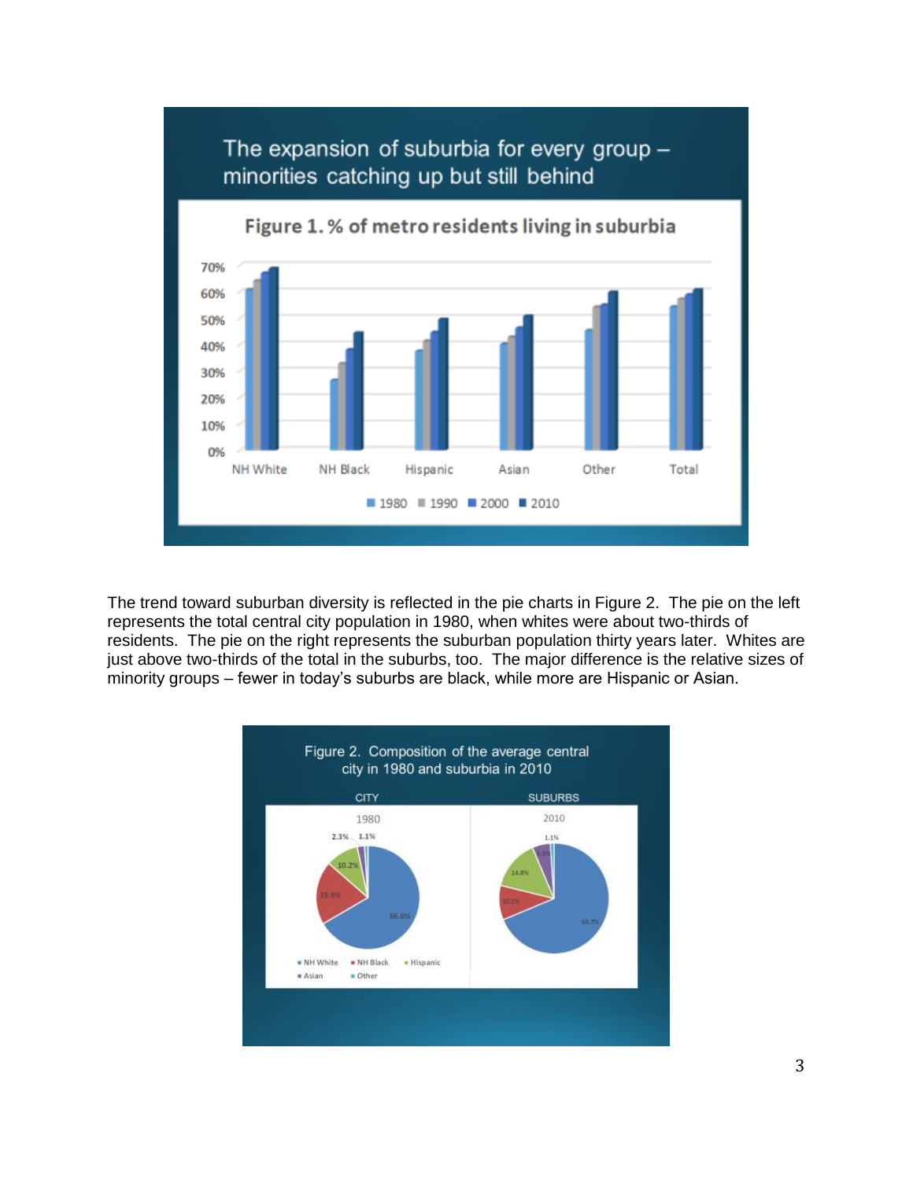The expansion of suburbia for every group – minorities catching up but still behind

Figure 1. % of metro residents living in suburbia

The trend toward suburban diversity is reflected in the pie charts in Figure 2. The pie on the left represents the total central city population in 1980, when whites were about two-thirds of residents. The pie on the right represents the suburban population thirty years later. Whites are just above two-thirds of the total in the suburbs, too. The major difference is the relative sizes of minority groups – fewer in today's suburbs are black, while more are Hispanic or Asian.

Figure 2. Composition of the average central city in 1980 and suburbia in 2010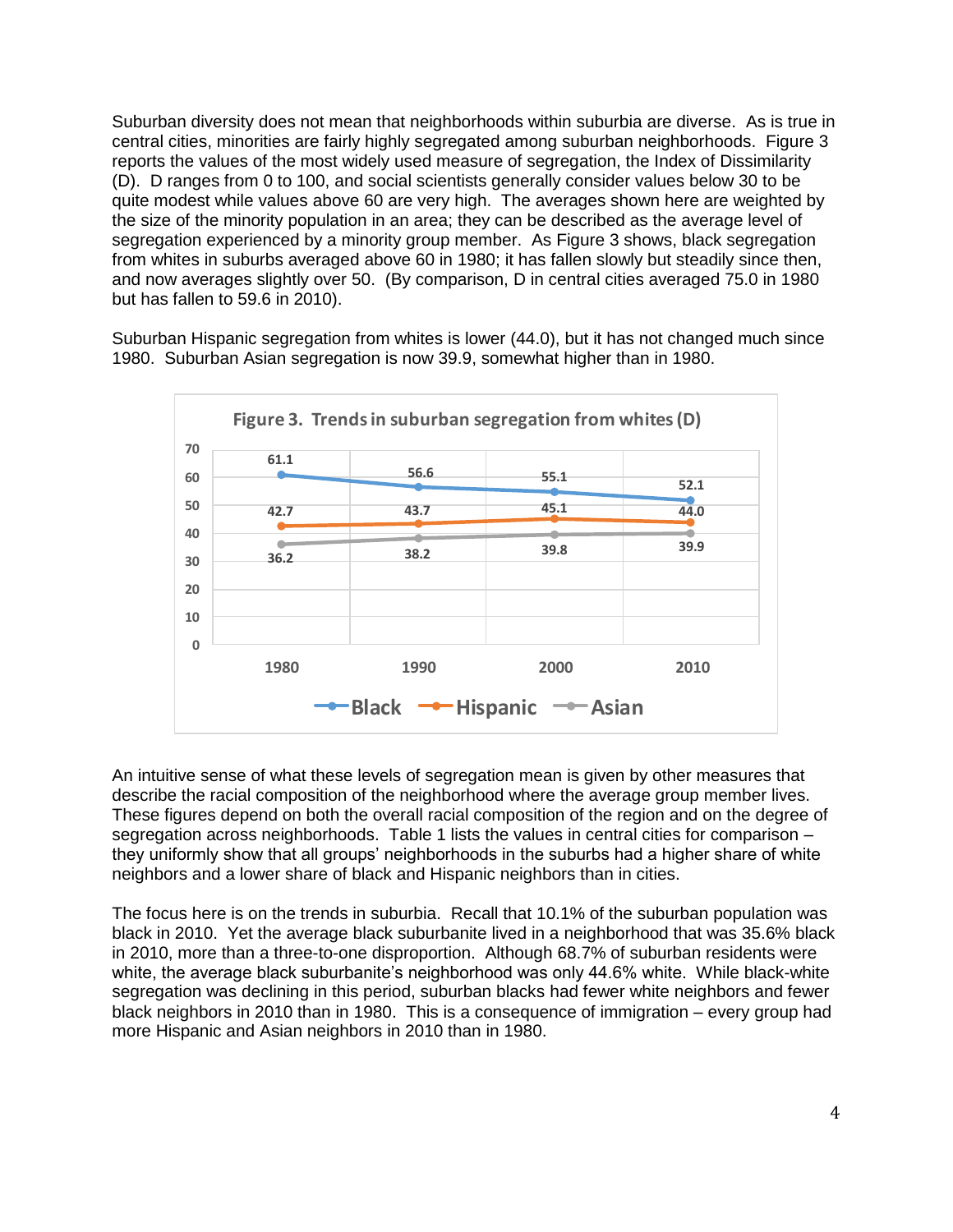Suburban diversity does not mean that neighborhoods within suburbia are diverse. As is true in central cities, minorities are fairly highly segregated among suburban neighborhoods. Figure 3 reports the values of the most widely used measure of segregation, the Index of Dissimilarity (D). D ranges from 0 to 100, and social scientists generally consider values below 30 to be quite modest while values above 60 are very high. The averages shown here are weighted by the size of the minority population in an area; they can be described as the average level of segregation experienced by a minority group member. As Figure 3 shows, black segregation from whites in suburbs averaged above 60 in 1980; it has fallen slowly but steadily since then, and now averages slightly over 50. (By comparison, D in central cities averaged 75.0 in 1980 but has fallen to 59.6 in 2010).

Suburban Hispanic segregation from whites is lower (44.0), but it has not changed much since 1980. Suburban Asian segregation is now 39.9, somewhat higher than in 1980.

**Figure 3. Trends in suburban segregation from whites (D)**

| | 1980 | 1990 | 2000 | 2010 |
|---|---|---|---|---|
| Black | 61.1 | 56.6 | 55.1 | 52.1 |
| Hispanic | 42.7 | 43.7 | 45.1 | 44.0 |
| Asian | 36.2 | 38.2 | 39.8 | 39.9 |

An intuitive sense of what these levels of segregation mean is given by other measures that describe the racial composition of the neighborhood where the average group member lives. These figures depend on both the overall racial composition of the region and on the degree of segregation across neighborhoods. Table 1 lists the values in central cities for comparison – they uniformly show that all groups' neighborhoods in the suburbs had a higher share of white neighbors and a lower share of black and Hispanic neighbors than in cities.

The focus here is on the trends in suburbia. Recall that 10.1% of the suburban population was black in 2010. Yet the average black suburbanite lived in a neighborhood that was 35.6% black in 2010, more than a three-to-one disproportion. Although 68.7% of suburban residents were white, the average black suburbanite's neighborhood was only 44.6% white. While black-white segregation was declining in this period, suburban blacks had fewer white neighbors and fewer black neighbors in 2010 than in 1980. This is a consequence of immigration – every group had more Hispanic and Asian neighbors in 2010 than in 1980.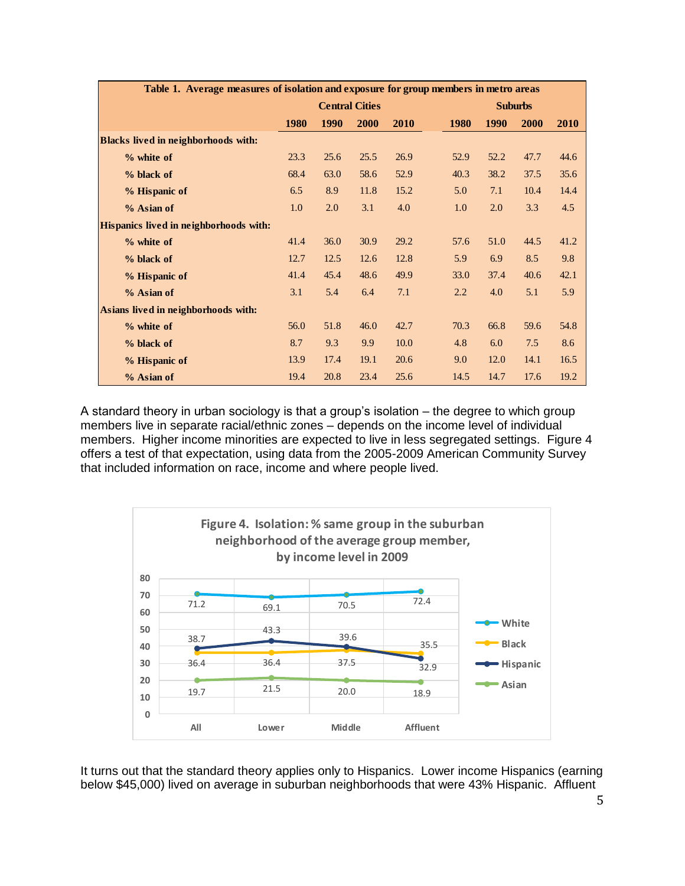| Table 1. Average measures of isolation and exposure for group members in metro areas | | | | | | | | |
|---|---|---|---|---|---|---|---|---|
| | Central Cities | | | | Suburbs | | | |
| | 1980 | 1990 | 2000 | 2010 | 1980 | 1990 | 2000 | 2010 |
| **Blacks lived in neighborhoods with:** | | | | | | | | |
| % white of | 23.3 | 25.6 | 25.5 | 26.9 | 52.9 | 52.2 | 47.7 | 44.6 |
| % black of | 68.4 | 63.0 | 58.6 | 52.9 | 40.3 | 38.2 | 37.5 | 35.6 |
| % Hispanic of | 6.5 | 8.9 | 11.8 | 15.2 | 5.0 | 7.1 | 10.4 | 14.4 |
| % Asian of | 1.0 | 2.0 | 3.1 | 4.0 | 1.0 | 2.0 | 3.3 | 4.5 |
| **Hispanics lived in neighborhoods with:** | | | | | | | | |
| % white of | 41.4 | 36.0 | 30.9 | 29.2 | 57.6 | 51.0 | 44.5 | 41.2 |
| % black of | 12.7 | 12.5 | 12.6 | 12.8 | 5.9 | 6.9 | 8.5 | 9.8 |
| % Hispanic of | 41.4 | 45.4 | 48.6 | 49.9 | 33.0 | 37.4 | 40.6 | 42.1 |
| % Asian of | 3.1 | 5.4 | 6.4 | 7.1 | 2.2 | 4.0 | 5.1 | 5.9 |
| **Asians lived in neighborhoods with:** | | | | | | | | |
| % white of | 56.0 | 51.8 | 46.0 | 42.7 | 70.3 | 66.8 | 59.6 | 54.8 |
| % black of | 8.7 | 9.3 | 9.9 | 10.0 | 4.8 | 6.0 | 7.5 | 8.6 |
| % Hispanic of | 13.9 | 17.4 | 19.1 | 20.6 | 9.0 | 12.0 | 14.1 | 16.5 |
| % Asian of | 19.4 | 20.8 | 23.4 | 25.6 | 14.5 | 14.7 | 17.6 | 19.2 |

A standard theory in urban sociology is that a group's isolation – the degree to which group members live in separate racial/ethnic zones – depends on the income level of individual members. Higher income minorities are expected to live in less segregated settings. Figure 4 offers a test of that expectation, using data from the 2005-2009 American Community Survey that included information on race, income and where people lived.

**Figure 4. Isolation: % same group in the suburban neighborhood of the average group member, by income level in 2009**

| | All | Lower | Middle | Affluent |
|---|---|---|---|---|
| White | 71.2 | 69.1 | 70.5 | 72.4 |
| Black | 36.4 | 36.4 | 37.5 | 35.5 |
| Hispanic | 38.7 | 43.3 | 39.6 | 32.9 |
| Asian | 19.7 | 21.5 | 20.0 | 18.9 |

It turns out that the standard theory applies only to Hispanics. Lower income Hispanics (earning below $45,000) lived on average in suburban neighborhoods that were 43% Hispanic. Affluent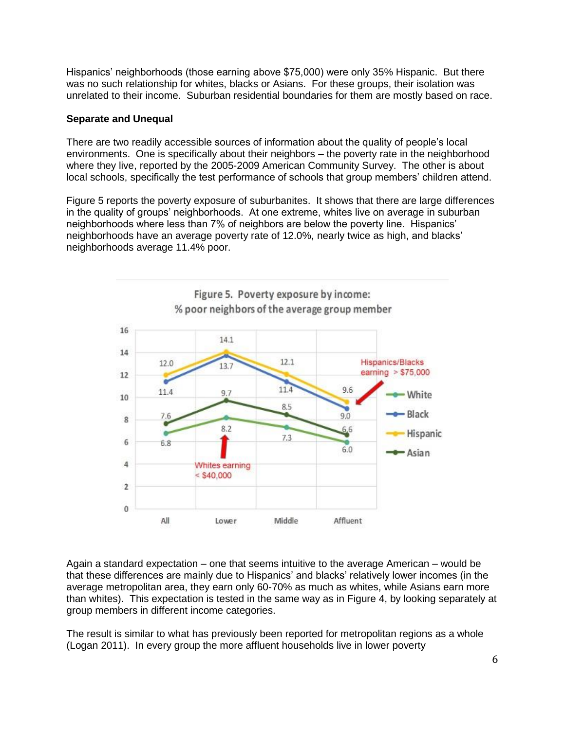Hispanics' neighborhoods (those earning above $75,000) were only 35% Hispanic. But there was no such relationship for whites, blacks or Asians. For these groups, their isolation was unrelated to their income. Suburban residential boundaries for them are mostly based on race.

**Separate and Unequal**

There are two readily accessible sources of information about the quality of people's local environments. One is specifically about their neighbors – the poverty rate in the neighborhood where they live, reported by the 2005-2009 American Community Survey. The other is about local schools, specifically the test performance of schools that group members' children attend.

Figure 5 reports the poverty exposure of suburbanites. It shows that there are large differences in the quality of groups' neighborhoods. At one extreme, whites live on average in suburban neighborhoods where less than 7% of neighbors are below the poverty line. Hispanics' neighborhoods have an average poverty rate of 12.0%, nearly twice as high, and blacks' neighborhoods average 11.4% poor.

Figure 5. Poverty exposure by income: % poor neighbors of the average group member

Again a standard expectation – one that seems intuitive to the average American – would be that these differences are mainly due to Hispanics' and blacks' relatively lower incomes (in the average metropolitan area, they earn only 60-70% as much as whites, while Asians earn more than whites). This expectation is tested in the same way as in Figure 4, by looking separately at group members in different income categories.

The result is similar to what has previously been reported for metropolitan regions as a whole (Logan 2011). In every group the more affluent households live in lower poverty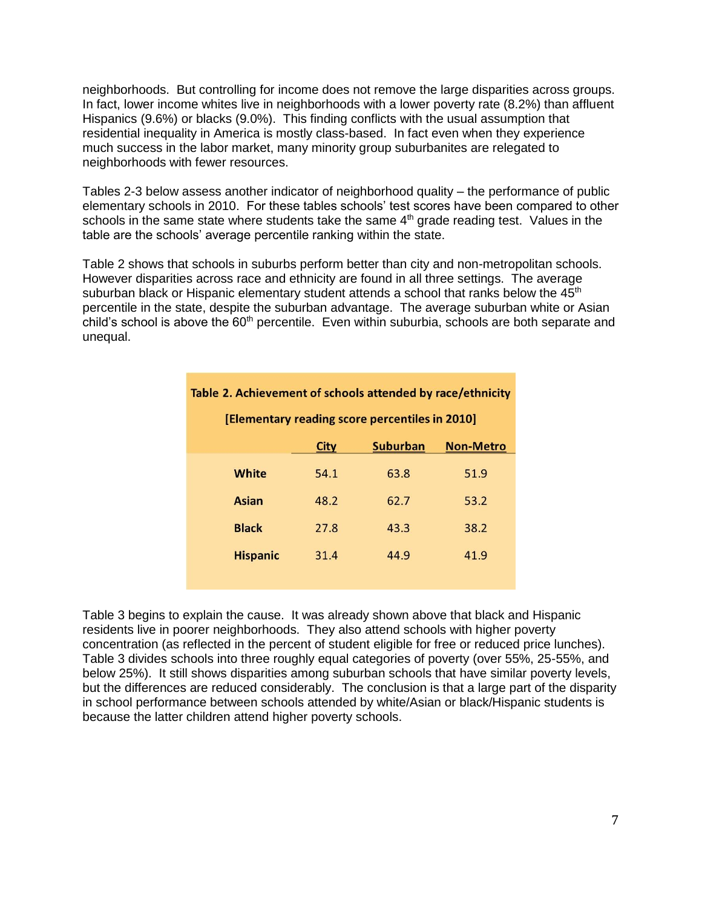neighborhoods. But controlling for income does not remove the large disparities across groups. In fact, lower income whites live in neighborhoods with a lower poverty rate (8.2%) than affluent Hispanics (9.6%) or blacks (9.0%). This finding conflicts with the usual assumption that residential inequality in America is mostly class-based. In fact even when they experience much success in the labor market, many minority group suburbanites are relegated to neighborhoods with fewer resources.

Tables 2-3 below assess another indicator of neighborhood quality – the performance of public elementary schools in 2010. For these tables schools' test scores have been compared to other schools in the same state where students take the same 4th grade reading test. Values in the table are the schools' average percentile ranking within the state.

Table 2 shows that schools in suburbs perform better than city and non-metropolitan schools. However disparities across race and ethnicity are found in all three settings. The average suburban black or Hispanic elementary student attends a school that ranks below the 45th percentile in the state, despite the suburban advantage. The average suburban white or Asian child's school is above the 60th percentile. Even within suburbia, schools are both separate and unequal.

**Table 2. Achievement of schools attended by race/ethnicity**

**[Elementary reading score percentiles in 2010]**

| | City | Suburban | Non-Metro |
|---|---|---|---|
| **White** | 54.1 | 63.8 | 51.9 |
| **Asian** | 48.2 | 62.7 | 53.2 |
| **Black** | 27.8 | 43.3 | 38.2 |
| **Hispanic** | 31.4 | 44.9 | 41.9 |

Table 3 begins to explain the cause. It was already shown above that black and Hispanic residents live in poorer neighborhoods. They also attend schools with higher poverty concentration (as reflected in the percent of student eligible for free or reduced price lunches). Table 3 divides schools into three roughly equal categories of poverty (over 55%, 25-55%, and below 25%). It still shows disparities among suburban schools that have similar poverty levels, but the differences are reduced considerably. The conclusion is that a large part of the disparity in school performance between schools attended by white/Asian or black/Hispanic students is because the latter children attend higher poverty schools.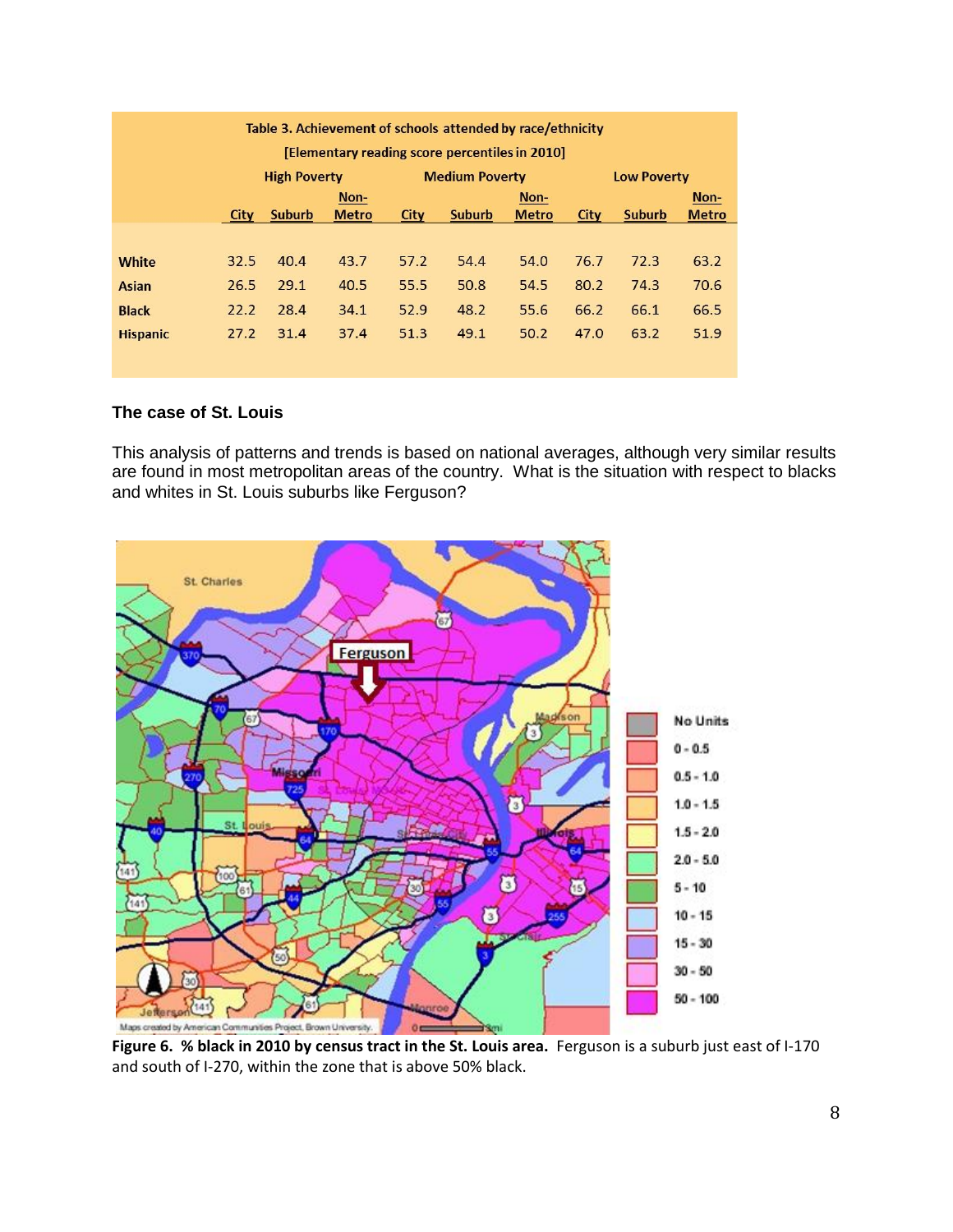| Table 3. Achievement of schools attended by race/ethnicity [Elementary reading score percentiles in 2010] | | | | | | | | | |
|---|---|---|---|---|---|---|---|---|---|
| | High Poverty | | | Medium Poverty | | | Low Poverty | | |
| | City | Suburb | Non-Metro | City | Suburb | Non-Metro | City | Suburb | Non-Metro |
| **White** | 32.5 | 40.4 | 43.7 | 57.2 | 54.4 | 54.0 | 76.7 | 72.3 | 63.2 |
| **Asian** | 26.5 | 29.1 | 40.5 | 55.5 | 50.8 | 54.5 | 80.2 | 74.3 | 70.6 |
| **Black** | 22.2 | 28.4 | 34.1 | 52.9 | 48.2 | 55.6 | 66.2 | 66.1 | 66.5 |
| **Hispanic** | 27.2 | 31.4 | 37.4 | 51.3 | 49.1 | 50.2 | 47.0 | 63.2 | 51.9 |

### The case of St. Louis

This analysis of patterns and trends is based on national averages, although very similar results are found in most metropolitan areas of the country. What is the situation with respect to blacks and whites in St. Louis suburbs like Ferguson?

**Figure 6. % black in 2010 by census tract in the St. Louis area.** Ferguson is a suburb just east of I-170 and south of I-270, within the zone that is above 50% black.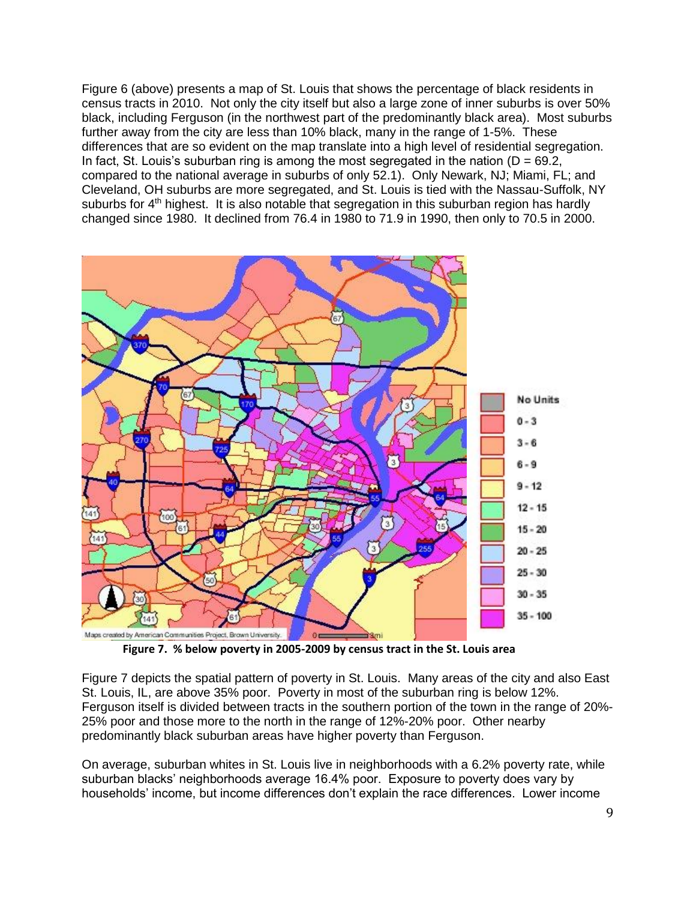Figure 6 (above) presents a map of St. Louis that shows the percentage of black residents in census tracts in 2010. Not only the city itself but also a large zone of inner suburbs is over 50% black, including Ferguson (in the northwest part of the predominantly black area). Most suburbs further away from the city are less than 10% black, many in the range of 1-5%. These differences that are so evident on the map translate into a high level of residential segregation. In fact, St. Louis's suburban ring is among the most segregated in the nation (D = 69.2, compared to the national average in suburbs of only 52.1). Only Newark, NJ; Miami, FL; and Cleveland, OH suburbs are more segregated, and St. Louis is tied with the Nassau-Suffolk, NY suburbs for 4th highest. It is also notable that segregation in this suburban region has hardly changed since 1980. It declined from 76.4 in 1980 to 71.9 in 1990, then only to 70.5 in 2000.

**Figure 7. % below poverty in 2005-2009 by census tract in the St. Louis area**

Figure 7 depicts the spatial pattern of poverty in St. Louis. Many areas of the city and also East St. Louis, IL, are above 35% poor. Poverty in most of the suburban ring is below 12%. Ferguson itself is divided between tracts in the southern portion of the town in the range of 20%-25% poor and those more to the north in the range of 12%-20% poor. Other nearby predominantly black suburban areas have higher poverty than Ferguson.

On average, suburban whites in St. Louis live in neighborhoods with a 6.2% poverty rate, while suburban blacks' neighborhoods average 16.4% poor. Exposure to poverty does vary by households' income, but income differences don't explain the race differences. Lower income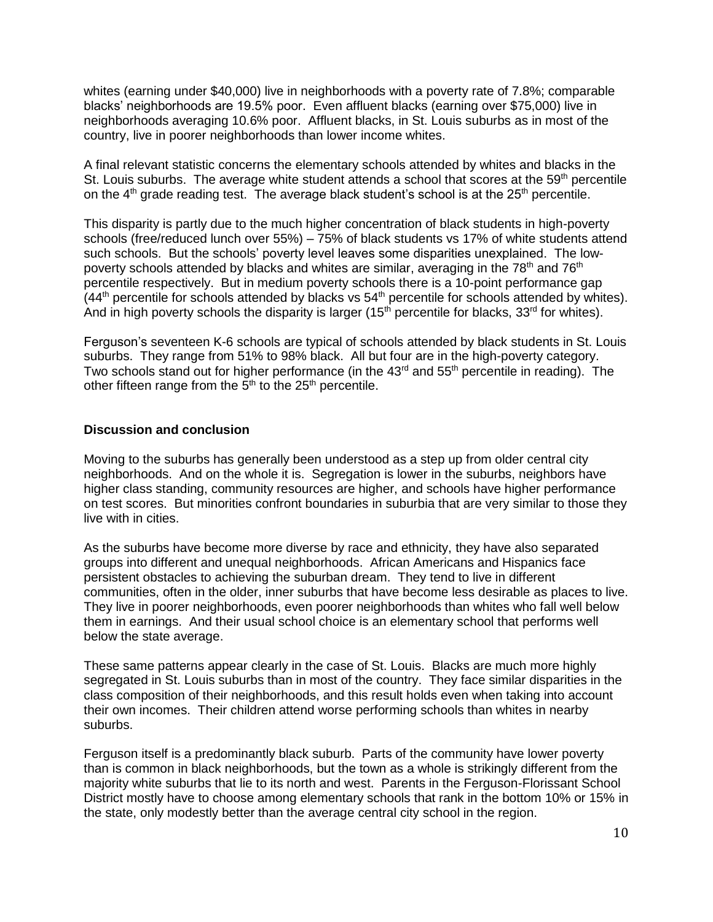whites (earning under $40,000) live in neighborhoods with a poverty rate of 7.8%; comparable blacks' neighborhoods are 19.5% poor. Even affluent blacks (earning over $75,000) live in neighborhoods averaging 10.6% poor. Affluent blacks, in St. Louis suburbs as in most of the country, live in poorer neighborhoods than lower income whites.

A final relevant statistic concerns the elementary schools attended by whites and blacks in the St. Louis suburbs. The average white student attends a school that scores at the 59th percentile on the 4th grade reading test. The average black student's school is at the 25th percentile.

This disparity is partly due to the much higher concentration of black students in high-poverty schools (free/reduced lunch over 55%) – 75% of black students vs 17% of white students attend such schools. But the schools' poverty level leaves some disparities unexplained. The low-poverty schools attended by blacks and whites are similar, averaging in the 78th and 76th percentile respectively. But in medium poverty schools there is a 10-point performance gap (44th percentile for schools attended by blacks vs 54th percentile for schools attended by whites). And in high poverty schools the disparity is larger (15th percentile for blacks, 33rd for whites).

Ferguson's seventeen K-6 schools are typical of schools attended by black students in St. Louis suburbs. They range from 51% to 98% black. All but four are in the high-poverty category. Two schools stand out for higher performance (in the 43rd and 55th percentile in reading). The other fifteen range from the 5th to the 25th percentile.

**Discussion and conclusion**

Moving to the suburbs has generally been understood as a step up from older central city neighborhoods. And on the whole it is. Segregation is lower in the suburbs, neighbors have higher class standing, community resources are higher, and schools have higher performance on test scores. But minorities confront boundaries in suburbia that are very similar to those they live with in cities.

As the suburbs have become more diverse by race and ethnicity, they have also separated groups into different and unequal neighborhoods. African Americans and Hispanics face persistent obstacles to achieving the suburban dream. They tend to live in different communities, often in the older, inner suburbs that have become less desirable as places to live. They live in poorer neighborhoods, even poorer neighborhoods than whites who fall well below them in earnings. And their usual school choice is an elementary school that performs well below the state average.

These same patterns appear clearly in the case of St. Louis. Blacks are much more highly segregated in St. Louis suburbs than in most of the country. They face similar disparities in the class composition of their neighborhoods, and this result holds even when taking into account their own incomes. Their children attend worse performing schools than whites in nearby suburbs.

Ferguson itself is a predominantly black suburb. Parts of the community have lower poverty than is common in black neighborhoods, but the town as a whole is strikingly different from the majority white suburbs that lie to its north and west. Parents in the Ferguson-Florissant School District mostly have to choose among elementary schools that rank in the bottom 10% or 15% in the state, only modestly better than the average central city school in the region.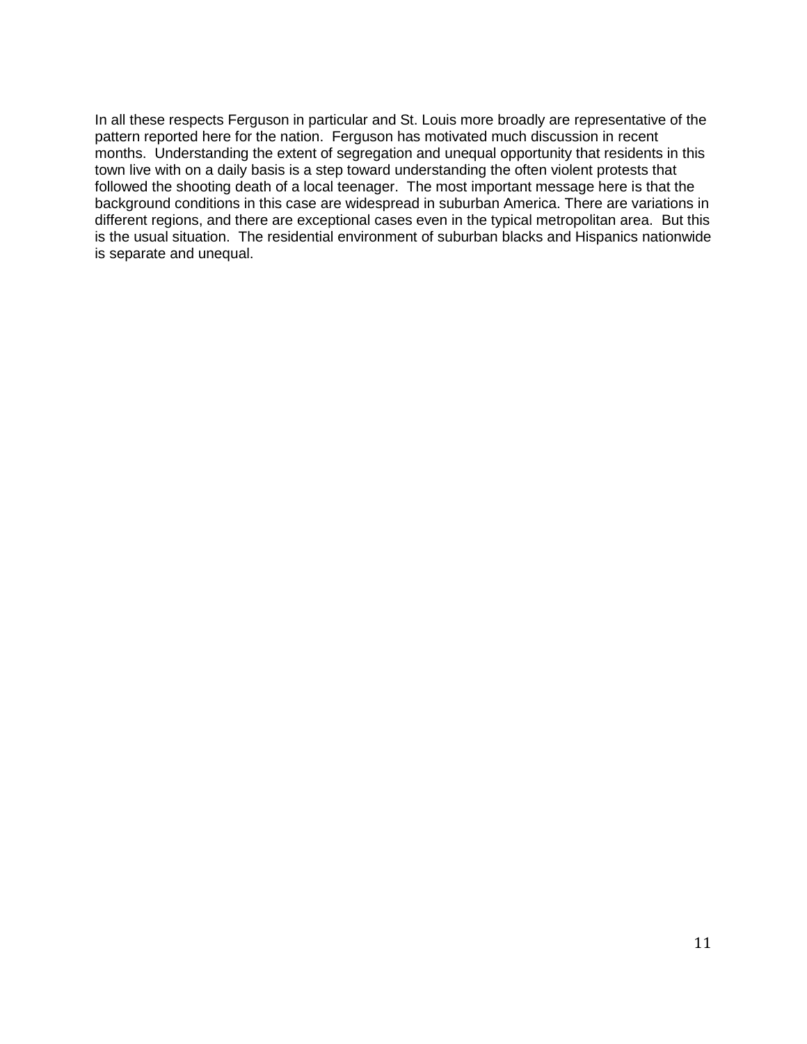In all these respects Ferguson in particular and St. Louis more broadly are representative of the pattern reported here for the nation. Ferguson has motivated much discussion in recent months. Understanding the extent of segregation and unequal opportunity that residents in this town live with on a daily basis is a step toward understanding the often violent protests that followed the shooting death of a local teenager. The most important message here is that the background conditions in this case are widespread in suburban America. There are variations in different regions, and there are exceptional cases even in the typical metropolitan area. But this is the usual situation. The residential environment of suburban blacks and Hispanics nationwide is separate and unequal.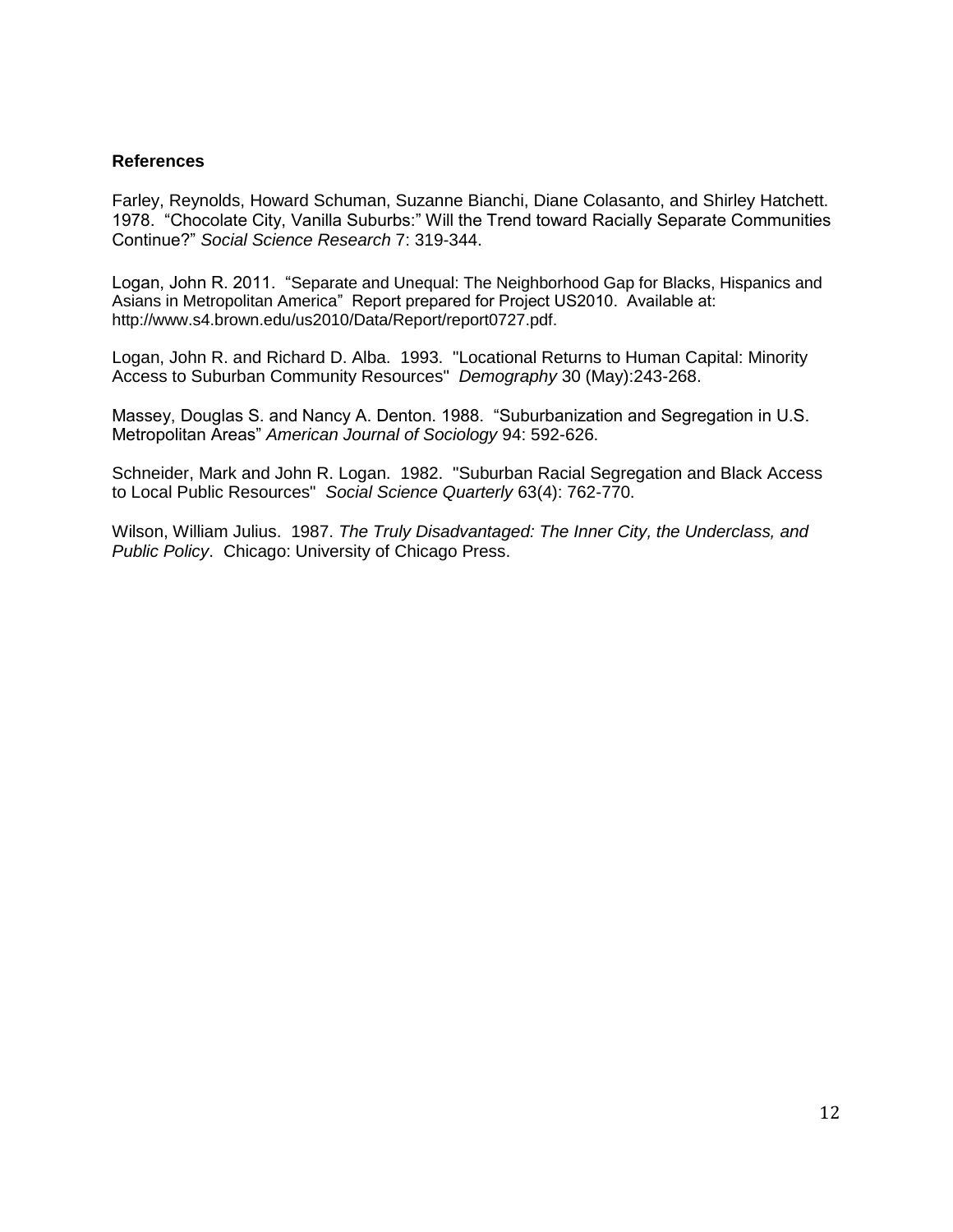**References**

Farley, Reynolds, Howard Schuman, Suzanne Bianchi, Diane Colasanto, and Shirley Hatchett. 1978. "Chocolate City, Vanilla Suburbs:" Will the Trend toward Racially Separate Communities Continue?" *Social Science Research* 7: 319-344.

Logan, John R. 2011. "Separate and Unequal: The Neighborhood Gap for Blacks, Hispanics and Asians in Metropolitan America" Report prepared for Project US2010. Available at: http://www.s4.brown.edu/us2010/Data/Report/report0727.pdf.

Logan, John R. and Richard D. Alba. 1993. "Locational Returns to Human Capital: Minority Access to Suburban Community Resources" *Demography* 30 (May):243-268.

Massey, Douglas S. and Nancy A. Denton. 1988. "Suburbanization and Segregation in U.S. Metropolitan Areas" *American Journal of Sociology* 94: 592-626.

Schneider, Mark and John R. Logan. 1982. "Suburban Racial Segregation and Black Access to Local Public Resources" *Social Science Quarterly* 63(4): 762-770.

Wilson, William Julius. 1987. *The Truly Disadvantaged: The Inner City, the Underclass, and Public Policy*. Chicago: University of Chicago Press.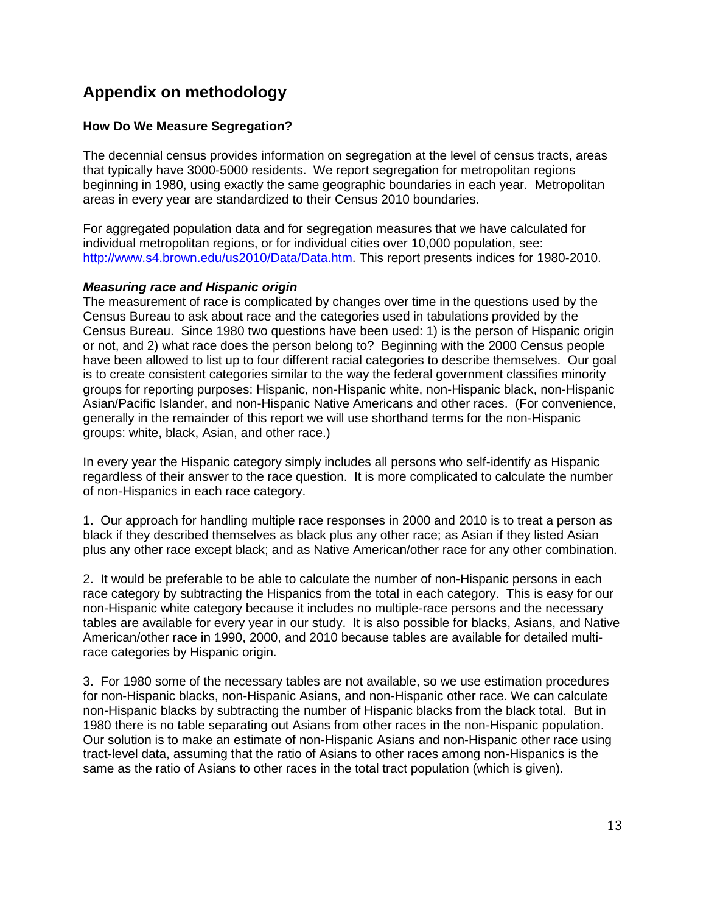## Appendix on methodology

### How Do We Measure Segregation?

The decennial census provides information on segregation at the level of census tracts, areas that typically have 3000-5000 residents. We report segregation for metropolitan regions beginning in 1980, using exactly the same geographic boundaries in each year. Metropolitan areas in every year are standardized to their Census 2010 boundaries.

For aggregated population data and for segregation measures that we have calculated for individual metropolitan regions, or for individual cities over 10,000 population, see: [http://www.s4.brown.edu/us2010/Data/Data.htm](http://www.s4.brown.edu/us2010/Data/Data.htm). This report presents indices for 1980-2010.

***Measuring race and Hispanic origin***

The measurement of race is complicated by changes over time in the questions used by the Census Bureau to ask about race and the categories used in tabulations provided by the Census Bureau. Since 1980 two questions have been used: 1) is the person of Hispanic origin or not, and 2) what race does the person belong to? Beginning with the 2000 Census people have been allowed to list up to four different racial categories to describe themselves. Our goal is to create consistent categories similar to the way the federal government classifies minority groups for reporting purposes: Hispanic, non-Hispanic white, non-Hispanic black, non-Hispanic Asian/Pacific Islander, and non-Hispanic Native Americans and other races. (For convenience, generally in the remainder of this report we will use shorthand terms for the non-Hispanic groups: white, black, Asian, and other race.)

In every year the Hispanic category simply includes all persons who self-identify as Hispanic regardless of their answer to the race question. It is more complicated to calculate the number of non-Hispanics in each race category.

1. Our approach for handling multiple race responses in 2000 and 2010 is to treat a person as black if they described themselves as black plus any other race; as Asian if they listed Asian plus any other race except black; and as Native American/other race for any other combination.

2. It would be preferable to be able to calculate the number of non-Hispanic persons in each race category by subtracting the Hispanics from the total in each category. This is easy for our non-Hispanic white category because it includes no multiple-race persons and the necessary tables are available for every year in our study. It is also possible for blacks, Asians, and Native American/other race in 1990, 2000, and 2010 because tables are available for detailed multi-race categories by Hispanic origin.

3. For 1980 some of the necessary tables are not available, so we use estimation procedures for non-Hispanic blacks, non-Hispanic Asians, and non-Hispanic other race. We can calculate non-Hispanic blacks by subtracting the number of Hispanic blacks from the black total. But in 1980 there is no table separating out Asians from other races in the non-Hispanic population. Our solution is to make an estimate of non-Hispanic Asians and non-Hispanic other race using tract-level data, assuming that the ratio of Asians to other races among non-Hispanics is the same as the ratio of Asians to other races in the total tract population (which is given).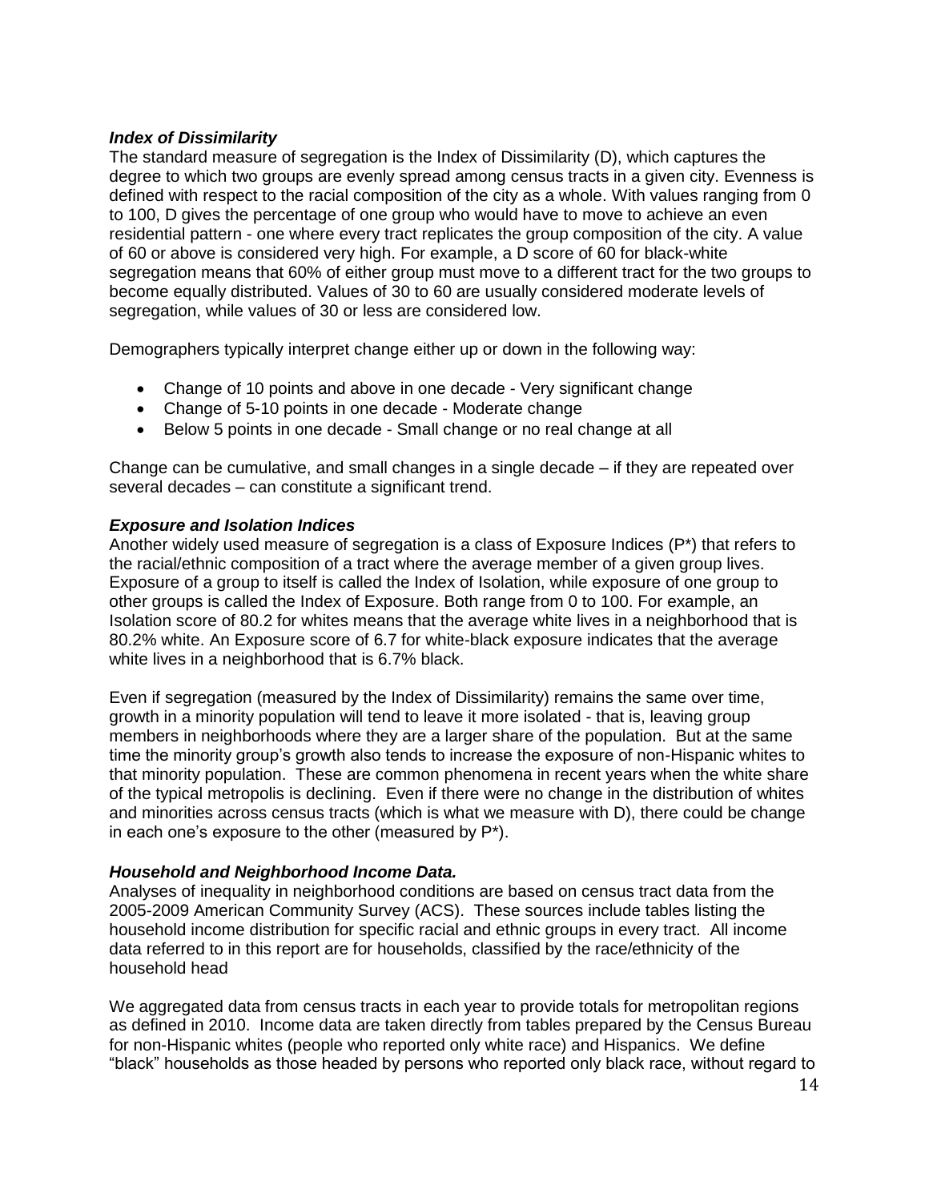### *Index of Dissimilarity*

The standard measure of segregation is the Index of Dissimilarity (D), which captures the degree to which two groups are evenly spread among census tracts in a given city. Evenness is defined with respect to the racial composition of the city as a whole. With values ranging from 0 to 100, D gives the percentage of one group who would have to move to achieve an even residential pattern - one where every tract replicates the group composition of the city. A value of 60 or above is considered very high. For example, a D score of 60 for black-white segregation means that 60% of either group must move to a different tract for the two groups to become equally distributed. Values of 30 to 60 are usually considered moderate levels of segregation, while values of 30 or less are considered low.

Demographers typically interpret change either up or down in the following way:

- Change of 10 points and above in one decade - Very significant change
- Change of 5-10 points in one decade - Moderate change
- Below 5 points in one decade - Small change or no real change at all

Change can be cumulative, and small changes in a single decade – if they are repeated over several decades – can constitute a significant trend.

### *Exposure and Isolation Indices*

Another widely used measure of segregation is a class of Exposure Indices (P*) that refers to the racial/ethnic composition of a tract where the average member of a given group lives. Exposure of a group to itself is called the Index of Isolation, while exposure of one group to other groups is called the Index of Exposure. Both range from 0 to 100. For example, an Isolation score of 80.2 for whites means that the average white lives in a neighborhood that is 80.2% white. An Exposure score of 6.7 for white-black exposure indicates that the average white lives in a neighborhood that is 6.7% black.

Even if segregation (measured by the Index of Dissimilarity) remains the same over time, growth in a minority population will tend to leave it more isolated - that is, leaving group members in neighborhoods where they are a larger share of the population. But at the same time the minority group's growth also tends to increase the exposure of non-Hispanic whites to that minority population. These are common phenomena in recent years when the white share of the typical metropolis is declining. Even if there were no change in the distribution of whites and minorities across census tracts (which is what we measure with D), there could be change in each one's exposure to the other (measured by P*).

### *Household and Neighborhood Income Data.*

Analyses of inequality in neighborhood conditions are based on census tract data from the 2005-2009 American Community Survey (ACS). These sources include tables listing the household income distribution for specific racial and ethnic groups in every tract. All income data referred to in this report are for households, classified by the race/ethnicity of the household head

We aggregated data from census tracts in each year to provide totals for metropolitan regions as defined in 2010. Income data are taken directly from tables prepared by the Census Bureau for non-Hispanic whites (people who reported only white race) and Hispanics. We define "black" households as those headed by persons who reported only black race, without regard to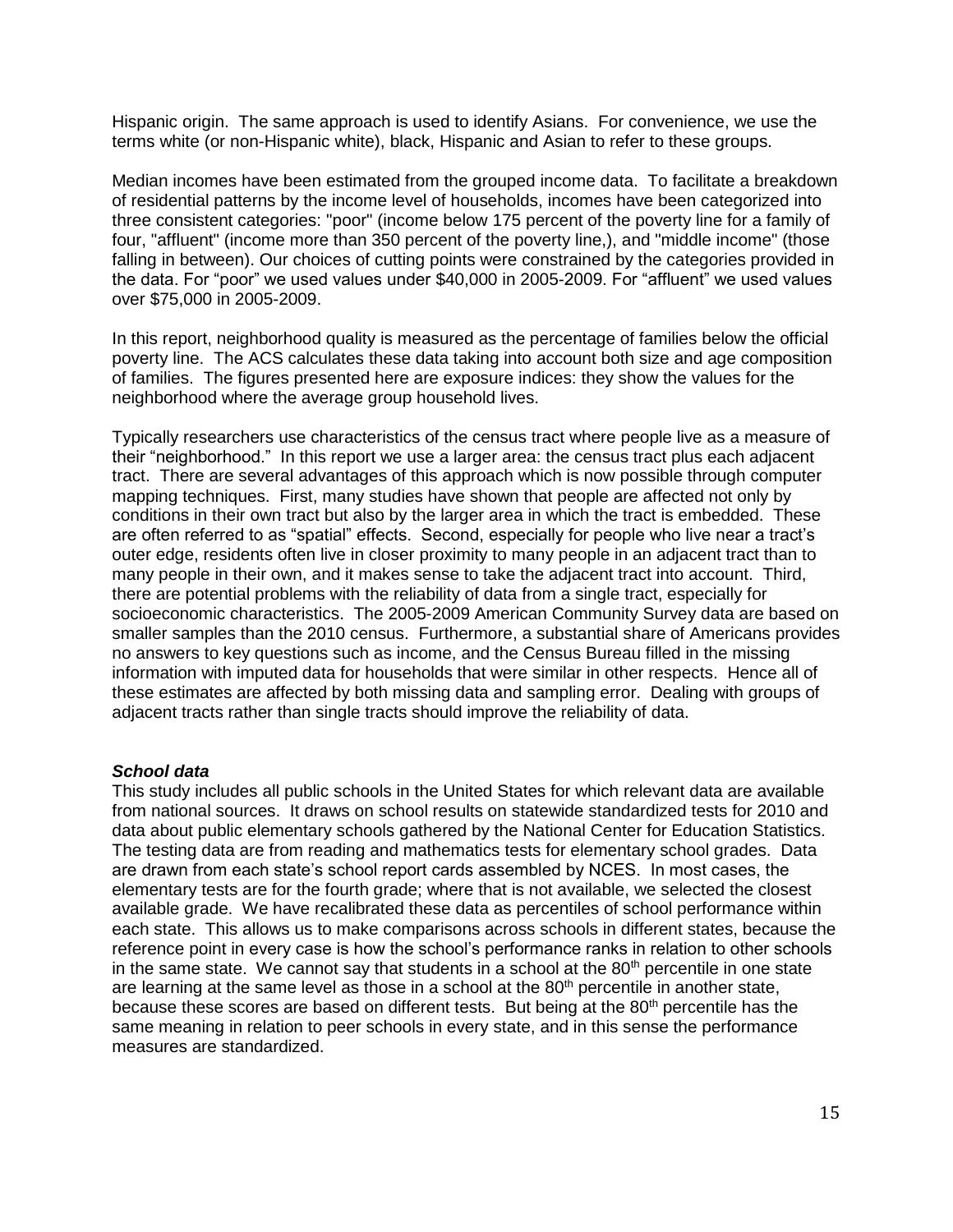Hispanic origin. The same approach is used to identify Asians. For convenience, we use the terms white (or non-Hispanic white), black, Hispanic and Asian to refer to these groups.

Median incomes have been estimated from the grouped income data. To facilitate a breakdown of residential patterns by the income level of households, incomes have been categorized into three consistent categories: "poor" (income below 175 percent of the poverty line for a family of four, "affluent" (income more than 350 percent of the poverty line,), and "middle income" (those falling in between). Our choices of cutting points were constrained by the categories provided in the data. For "poor" we used values under $40,000 in 2005-2009. For "affluent" we used values over $75,000 in 2005-2009.

In this report, neighborhood quality is measured as the percentage of families below the official poverty line. The ACS calculates these data taking into account both size and age composition of families. The figures presented here are exposure indices: they show the values for the neighborhood where the average group household lives.

Typically researchers use characteristics of the census tract where people live as a measure of their "neighborhood." In this report we use a larger area: the census tract plus each adjacent tract. There are several advantages of this approach which is now possible through computer mapping techniques. First, many studies have shown that people are affected not only by conditions in their own tract but also by the larger area in which the tract is embedded. These are often referred to as "spatial" effects. Second, especially for people who live near a tract's outer edge, residents often live in closer proximity to many people in an adjacent tract than to many people in their own, and it makes sense to take the adjacent tract into account. Third, there are potential problems with the reliability of data from a single tract, especially for socioeconomic characteristics. The 2005-2009 American Community Survey data are based on smaller samples than the 2010 census. Furthermore, a substantial share of Americans provides no answers to key questions such as income, and the Census Bureau filled in the missing information with imputed data for households that were similar in other respects. Hence all of these estimates are affected by both missing data and sampling error. Dealing with groups of adjacent tracts rather than single tracts should improve the reliability of data.

***School data***

This study includes all public schools in the United States for which relevant data are available from national sources. It draws on school results on statewide standardized tests for 2010 and data about public elementary schools gathered by the National Center for Education Statistics. The testing data are from reading and mathematics tests for elementary school grades. Data are drawn from each state's school report cards assembled by NCES. In most cases, the elementary tests are for the fourth grade; where that is not available, we selected the closest available grade. We have recalibrated these data as percentiles of school performance within each state. This allows us to make comparisons across schools in different states, because the reference point in every case is how the school's performance ranks in relation to other schools in the same state. We cannot say that students in a school at the 80th percentile in one state are learning at the same level as those in a school at the 80th percentile in another state, because these scores are based on different tests. But being at the 80th percentile has the same meaning in relation to peer schools in every state, and in this sense the performance measures are standardized.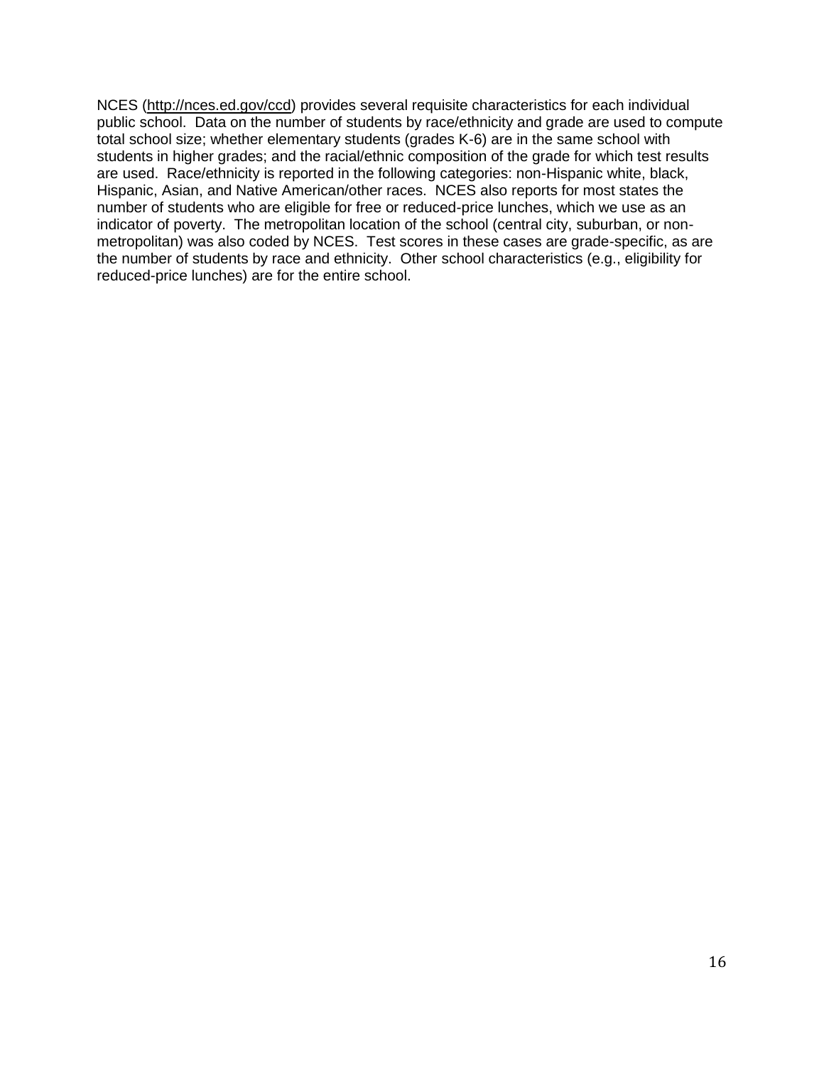NCES (http://nces.ed.gov/ccd) provides several requisite characteristics for each individual public school. Data on the number of students by race/ethnicity and grade are used to compute total school size; whether elementary students (grades K-6) are in the same school with students in higher grades; and the racial/ethnic composition of the grade for which test results are used. Race/ethnicity is reported in the following categories: non-Hispanic white, black, Hispanic, Asian, and Native American/other races. NCES also reports for most states the number of students who are eligible for free or reduced-price lunches, which we use as an indicator of poverty. The metropolitan location of the school (central city, suburban, or non-metropolitan) was also coded by NCES. Test scores in these cases are grade-specific, as are the number of students by race and ethnicity. Other school characteristics (e.g., eligibility for reduced-price lunches) are for the entire school.